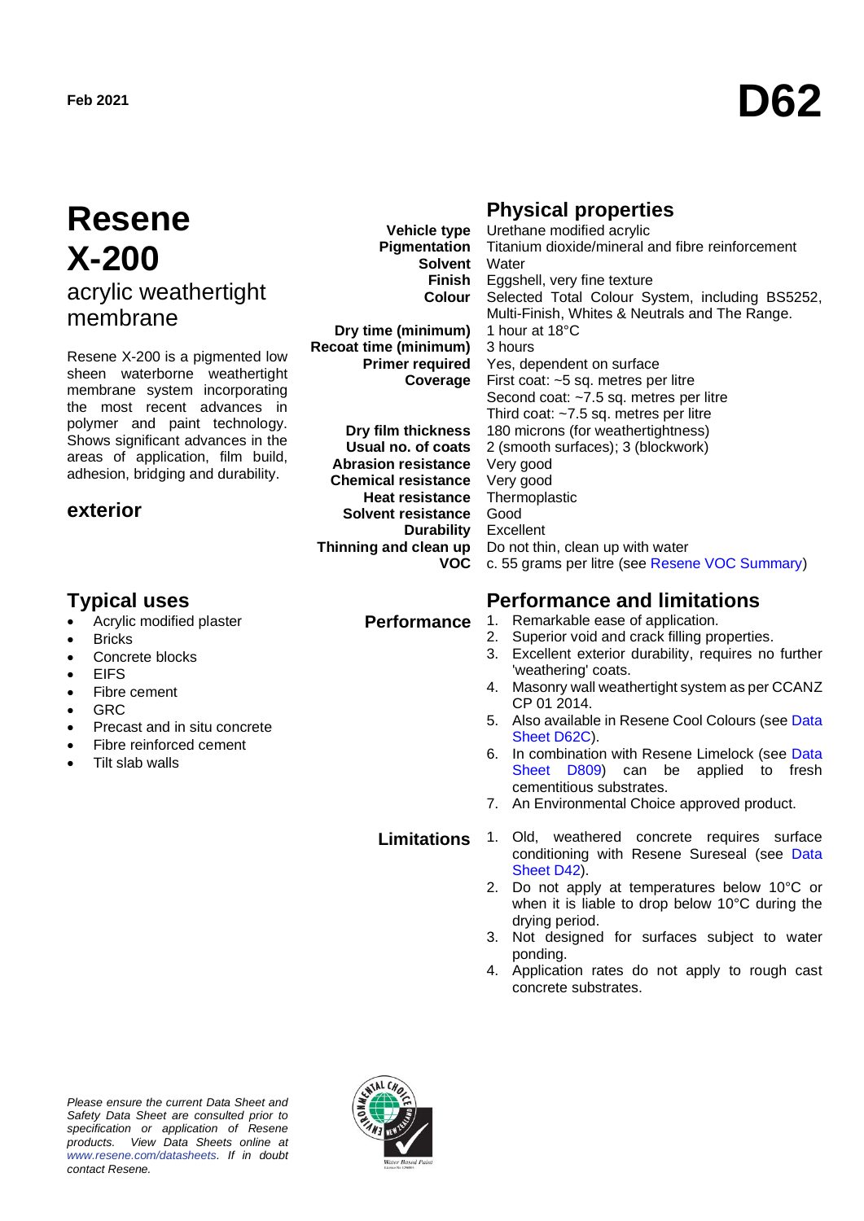Feb 2021

# D62

# Resene X-200

## acrylic weathertight membrane

Resene X-200 is a pigmented low sheen waterborne weathertight membrane system incorporating the most recent advances in polymer and paint technology. Shows significant advances in the areas of application, film build, adhesion, bridging and durability.

### exterior

## Physical properties

| | |
|---|---|
| **Vehicle type** | Urethane modified acrylic |
| **Pigmentation** | Titanium dioxide/mineral and fibre reinforcement |
| **Solvent** | Water |
| **Finish** | Eggshell, very fine texture |
| **Colour** | Selected Total Colour System, including BS5252, Multi-Finish, Whites & Neutrals and The Range. |
| **Dry time (minimum)** | 1 hour at 18°C |
| **Recoat time (minimum)** | 3 hours |
| **Primer required** | Yes, dependent on surface |
| **Coverage** | First coat: ~5 sq. metres per litre<br>Second coat: ~7.5 sq. metres per litre<br>Third coat: ~7.5 sq. metres per litre |
| **Dry film thickness** | 180 microns (for weathertightness) |
| **Usual no. of coats** | 2 (smooth surfaces); 3 (blockwork) |
| **Abrasion resistance** | Very good |
| **Chemical resistance** | Very good |
| **Heat resistance** | Thermoplastic |
| **Solvent resistance** | Good |
| **Durability** | Excellent |
| **Thinning and clean up** | Do not thin, clean up with water |
| **VOC** | c. 55 grams per litre (see Resene VOC Summary) |

## Typical uses

- Acrylic modified plaster
- Bricks
- Concrete blocks
- EIFS
- Fibre cement
- GRC
- Precast and in situ concrete
- Fibre reinforced cement
- Tilt slab walls

## Performance and limitations

### Performance

1. Remarkable ease of application.
2. Superior void and crack filling properties.
3. Excellent exterior durability, requires no further 'weathering' coats.
4. Masonry wall weathertight system as per CCANZ CP 01 2014.
5. Also available in Resene Cool Colours (see Data Sheet D62C).
6. In combination with Resene Limelock (see Data Sheet D809) can be applied to fresh cementitious substrates.
7. An Environmental Choice approved product.

### Limitations

1. Old, weathered concrete requires surface conditioning with Resene Sureseal (see Data Sheet D42).
2. Do not apply at temperatures below 10°C or when it is liable to drop below 10°C during the drying period.
3. Not designed for surfaces subject to water ponding.
4. Application rates do not apply to rough cast concrete substrates.

*Please ensure the current Data Sheet and Safety Data Sheet are consulted prior to specification or application of Resene products. View Data Sheets online at www.resene.com/datasheets. If in doubt contact Resene.*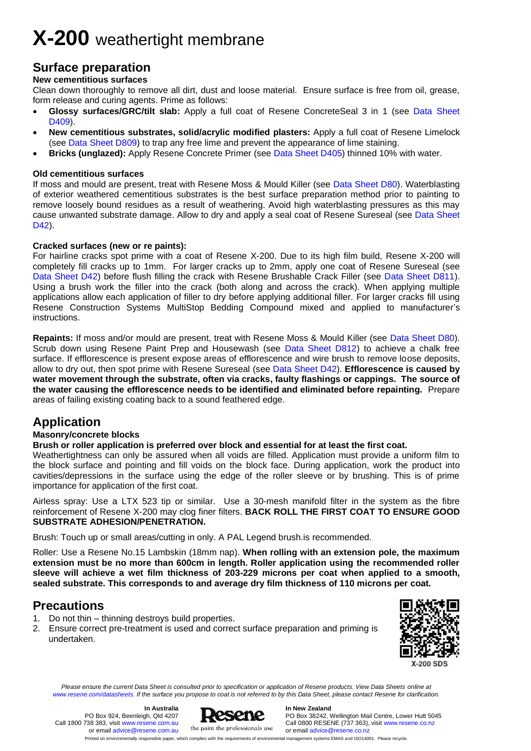# **X-200** weathertight membrane

## Surface preparation

### New cementitious surfaces

Clean down thoroughly to remove all dirt, dust and loose material. Ensure surface is free from oil, grease, form release and curing agents. Prime as follows:

- **Glossy surfaces/GRC/tilt slab:** Apply a full coat of Resene ConcreteSeal 3 in 1 (see Data Sheet D409).
- **New cementitious substrates, solid/acrylic modified plasters:** Apply a full coat of Resene Limelock (see Data Sheet D809) to trap any free lime and prevent the appearance of lime staining.
- **Bricks (unglazed):** Apply Resene Concrete Primer (see Data Sheet D405) thinned 10% with water.

### Old cementitious surfaces

If moss and mould are present, treat with Resene Moss & Mould Killer (see Data Sheet D80). Waterblasting of exterior weathered cementitious substrates is the best surface preparation method prior to painting to remove loosely bound residues as a result of weathering. Avoid high waterblasting pressures as this may cause unwanted substrate damage. Allow to dry and apply a seal coat of Resene Sureseal (see Data Sheet D42).

### Cracked surfaces (new or re paints):

For hairline cracks spot prime with a coat of Resene X-200. Due to its high film build, Resene X-200 will completely fill cracks up to 1mm. For larger cracks up to 2mm, apply one coat of Resene Sureseal (see Data Sheet D42) before flush filling the crack with Resene Brushable Crack Filler (see Data Sheet D811). Using a brush work the filler into the crack (both along and across the crack). When applying multiple applications allow each application of filler to dry before applying additional filler. For larger cracks fill using Resene Construction Systems MultiStop Bedding Compound mixed and applied to manufacturer's instructions.

**Repairs:** If moss and/or mould are present, treat with Resene Moss & Mould Killer (see Data Sheet D80). Scrub down using Resene Paint Prep and Housewash (see Data Sheet D812) to achieve a chalk free surface. If efflorescence is present expose areas of efflorescence and wire brush to remove loose deposits, allow to dry out, then spot prime with Resene Sureseal (see Data Sheet D42). **Efflorescence is caused by water movement through the substrate, often via cracks, faulty flashings or cappings. The source of the water causing the efflorescence needs to be identified and eliminated before repainting.** Prepare areas of failing existing coating back to a sound feathered edge.

## Application

### Masonry/concrete blocks

**Brush or roller application is preferred over block and essential for at least the first coat.**

Weathertightness can only be assured when all voids are filled. Application must provide a uniform film to the block surface and pointing and fill voids on the block face. During application, work the product into cavities/depressions in the surface using the edge of the roller sleeve or by brushing. This is of prime importance for application of the first coat.

Airless spray: Use a LTX 523 tip or similar. Use a 30-mesh manifold filter in the system as the fibre reinforcement of Resene X-200 may clog finer filters. **BACK ROLL THE FIRST COAT TO ENSURE GOOD SUBSTRATE ADHESION/PENETRATION.**

Brush: Touch up or small areas/cutting in only. A PAL Legend brush.is recommended.

Roller: Use a Resene No.15 Lambskin (18mm nap). **When rolling with an extension pole, the maximum extension must be no more than 600cm in length. Roller application using the recommended roller sleeve will achieve a wet film thickness of 203-229 microns per coat when applied to a smooth, sealed substrate. This corresponds to and average dry film thickness of 110 microns per coat.**

## Precautions

1. Do not thin – thinning destroys build properties.
2. Ensure correct pre-treatment is used and correct surface preparation and priming is undertaken.

X-200 SDS

*Please ensure the current Data Sheet is consulted prior to specification or application of Resene products. View Data Sheets online at www.resene.com/datasheets. If the surface you propose to coat is not referred to by this Data Sheet, please contact Resene for clarification.*

**In Australia**
PO Box 924, Beenleigh, Qld 4207
Call 1800 738 383, visit www.resene.com.au
or email advice@resene.com.au

Resene
the paint the professionals use

**In New Zealand**
PO Box 38242, Wellington Mail Centre, Lower Hutt 5045
Call 0800 RESENE (737 363), visit www.resene.co.nz
or email advice@resene.co.nz

Printed on environmentally responsible paper, which complies with the requirements of environmental management systems EMAS and ISO14001. Please recycle.